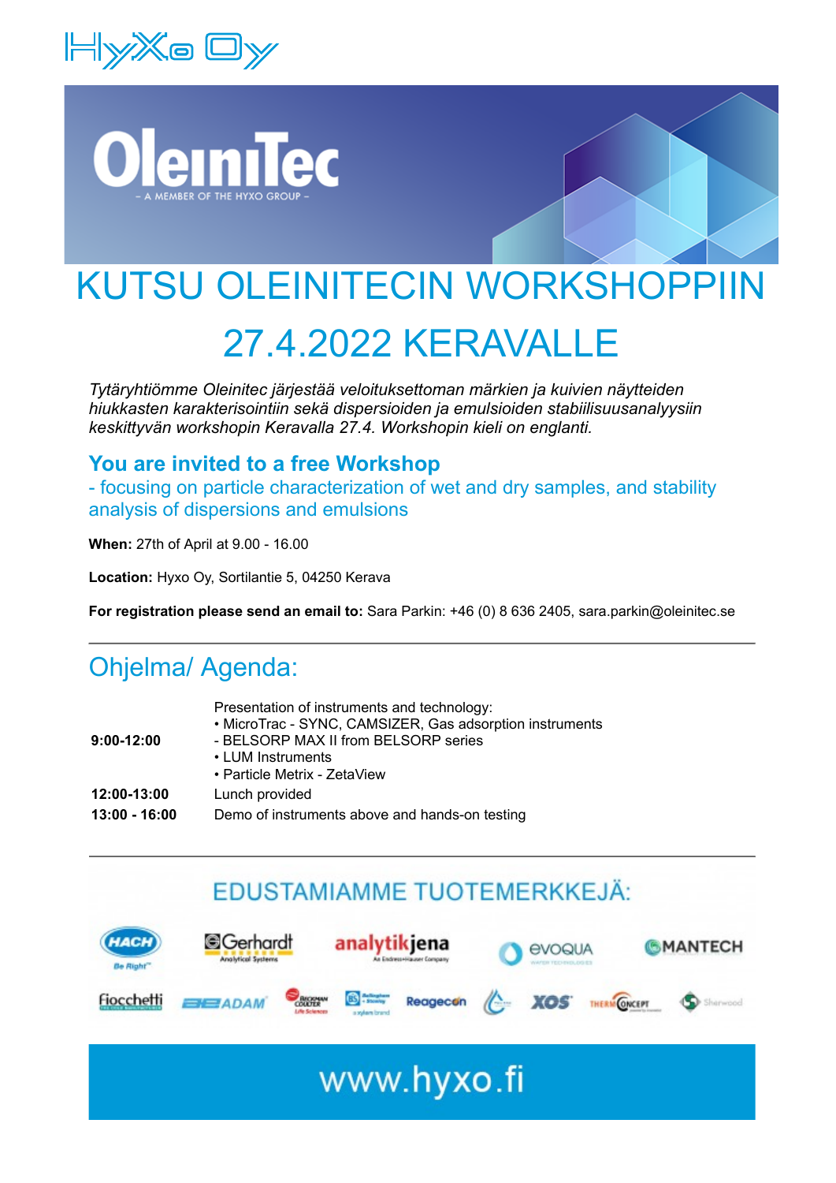HyXo Oy

OleiniTec
– A MEMBER OF THE HYXO GROUP –

# KUTSU OLEINITECIN WORKSHOPPIIN 27.4.2022 KERAVALLE

*Tytäryhtiömme Oleinitec järjestää veloituksettoman märkien ja kuivien näytteiden hiukkasten karakterisointiin sekä dispersioiden ja emulsioiden stabiilisuusanalyysiin keskittyvän workshopin Keravalla 27.4. Workshopin kieli on englanti.*

## You are invited to a free Workshop

- focusing on particle characterization of wet and dry samples, and stability analysis of dispersions and emulsions

**When:** 27th of April at 9.00 - 16.00

**Location:** Hyxo Oy, Sortilantie 5, 04250 Kerava

**For registration please send an email to:** Sara Parkin: +46 (0) 8 636 2405, sara.parkin@oleinitec.se

---

## Ohjelma/ Agenda:

| | |
|---|---|
| **9:00-12:00** | Presentation of instruments and technology:<br>• MicroTrac - SYNC, CAMSIZER, Gas adsorption instruments<br>- BELSORP MAX II from BELSORP series<br>• LUM Instruments<br>• Particle Metrix - ZetaView |
| **12:00-13:00** | Lunch provided |
| **13:00 - 16:00** | Demo of instruments above and hands-on testing |

---

## EDUSTAMIAMME TUOTEMERKKEJÄ:

HACH, Gerhardt, analytikjena, evoqua, MANTECH, fiocchetti, ADAM, Beckman Coulter, Bellingham + Stanley, Reagecon, XOS, ThermConcept, Sherwood

www.hyxo.fi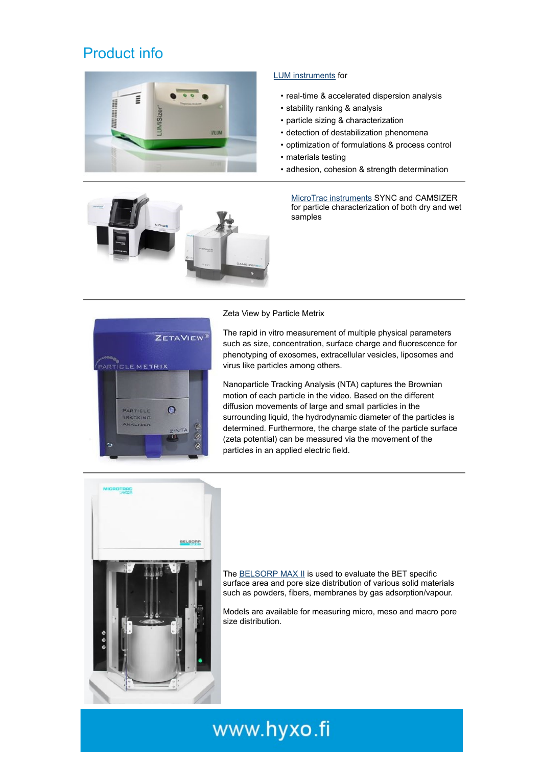# Product info

LUM instruments for

- real-time & accelerated dispersion analysis
- stability ranking & analysis
- particle sizing & characterization
- detection of destabilization phenomena
- optimization of formulations & process control
- materials testing
- adhesion, cohesion & strength determination

---

MicroTrac instruments SYNC and CAMSIZER for particle characterization of both dry and wet samples

---

Zeta View by Particle Metrix

The rapid in vitro measurement of multiple physical parameters such as size, concentration, surface charge and fluorescence for phenotyping of exosomes, extracellular vesicles, liposomes and virus like particles among others.

Nanoparticle Tracking Analysis (NTA) captures the Brownian motion of each particle in the video. Based on the different diffusion movements of large and small particles in the surrounding liquid, the hydrodynamic diameter of the particles is determined. Furthermore, the charge state of the particle surface (zeta potential) can be measured via the movement of the particles in an applied electric field.

---

The BELSORP MAX II is used to evaluate the BET specific surface area and pore size distribution of various solid materials such as powders, fibers, membranes by gas adsorption/vapour.

Models are available for measuring micro, meso and macro pore size distribution.

www.hyxo.fi